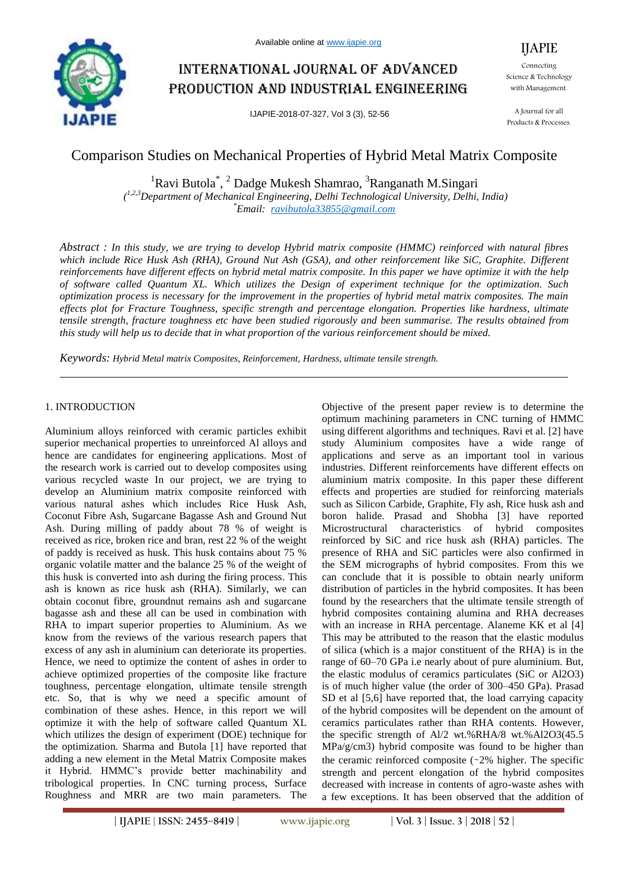# Comparison Studies on Mechanical Properties of Hybrid Metal Matrix Composite

[1]Ravi Butola*, [2] Dadge Mukesh Shamrao, [3]Ranganath M.Singari

*([1,2,3]Department of Mechanical Engineering, Delhi Technological University, Delhi, India)*

*Email: ravibutola33855@gmail.com

*Abstract : In this study, we are trying to develop Hybrid matrix composite (HMMC) reinforced with natural fibres which include Rice Husk Ash (RHA), Ground Nut Ash (GSA), and other reinforcement like SiC, Graphite. Different reinforcements have different effects on hybrid metal matrix composite. In this paper we have optimize it with the help of software called Quantum XL. Which utilizes the Design of experiment technique for the optimization. Such optimization process is necessary for the improvement in the properties of hybrid metal matrix composites. The main effects plot for Fracture Toughness, specific strength and percentage elongation. Properties like hardness, ultimate tensile strength, fracture toughness etc have been studied rigorously and been summarise. The results obtained from this study will help us to decide that in what proportion of the various reinforcement should be mixed.*

*Keywords: Hybrid Metal matrix Composites, Reinforcement, Hardness, ultimate tensile strength.*

## 1. INTRODUCTION

Aluminium alloys reinforced with ceramic particles exhibit superior mechanical properties to unreinforced Al alloys and hence are candidates for engineering applications. Most of the research work is carried out to develop composites using various recycled waste In our project, we are trying to develop an Aluminium matrix composite reinforced with various natural ashes which includes Rice Husk Ash, Coconut Fibre Ash, Sugarcane Bagasse Ash and Ground Nut Ash. During milling of paddy about 78 % of weight is received as rice, broken rice and bran, rest 22 % of the weight of paddy is received as husk. This husk contains about 75 % organic volatile matter and the balance 25 % of the weight of this husk is converted into ash during the firing process. This ash is known as rice husk ash (RHA). Similarly, we can obtain coconut fibre, groundnut remains ash and sugarcane bagasse ash and these all can be used in combination with RHA to impart superior properties to Aluminium. As we know from the reviews of the various research papers that excess of any ash in aluminium can deteriorate its properties. Hence, we need to optimize the content of ashes in order to achieve optimized properties of the composite like fracture toughness, percentage elongation, ultimate tensile strength etc. So, that is why we need a specific amount of combination of these ashes. Hence, in this report we will optimize it with the help of software called Quantum XL which utilizes the design of experiment (DOE) technique for the optimization. Sharma and Butola [1] have reported that adding a new element in the Metal Matrix Composite makes it Hybrid. HMMC's provide better machinability and tribological properties. In CNC turning process, Surface Roughness and MRR are two main parameters. The Objective of the present paper review is to determine the optimum machining parameters in CNC turning of HMMC using different algorithms and techniques. Ravi et al. [2] have study Aluminium composites have a wide range of applications and serve as an important tool in various industries. Different reinforcements have different effects on aluminium matrix composite. In this paper these different effects and properties are studied for reinforcing materials such as Silicon Carbide, Graphite, Fly ash, Rice husk ash and boron halide. Prasad and Shobha [3] have reported Microstructural characteristics of hybrid composites reinforced by SiC and rice husk ash (RHA) particles. The presence of RHA and SiC particles were also confirmed in the SEM micrographs of hybrid composites. From this we can conclude that it is possible to obtain nearly uniform distribution of particles in the hybrid composites. It has been found by the researchers that the ultimate tensile strength of hybrid composites containing alumina and RHA decreases with an increase in RHA percentage. Alaneme KK et al [4] This may be attributed to the reason that the elastic modulus of silica (which is a major constituent of the RHA) is in the range of 60–70 GPa i.e nearly about of pure aluminium. But, the elastic modulus of ceramics particulates (SiC or $Al_2O_3$) is of much higher value (the order of 300–450 GPa). Prasad SD et al [5,6] have reported that, the load carrying capacity of the hybrid composites will be dependent on the amount of ceramics particulates rather than RHA contents. However, the specific strength of Al/2 wt.%RHA/8 wt.%$Al_2O_3$(45.5 MPa/g/cm3) hybrid composite was found to be higher than the ceramic reinforced composite (~2% higher. The specific strength and percent elongation of the hybrid composites decreased with increase in contents of agro-waste ashes with a few exceptions. It has been observed that the addition of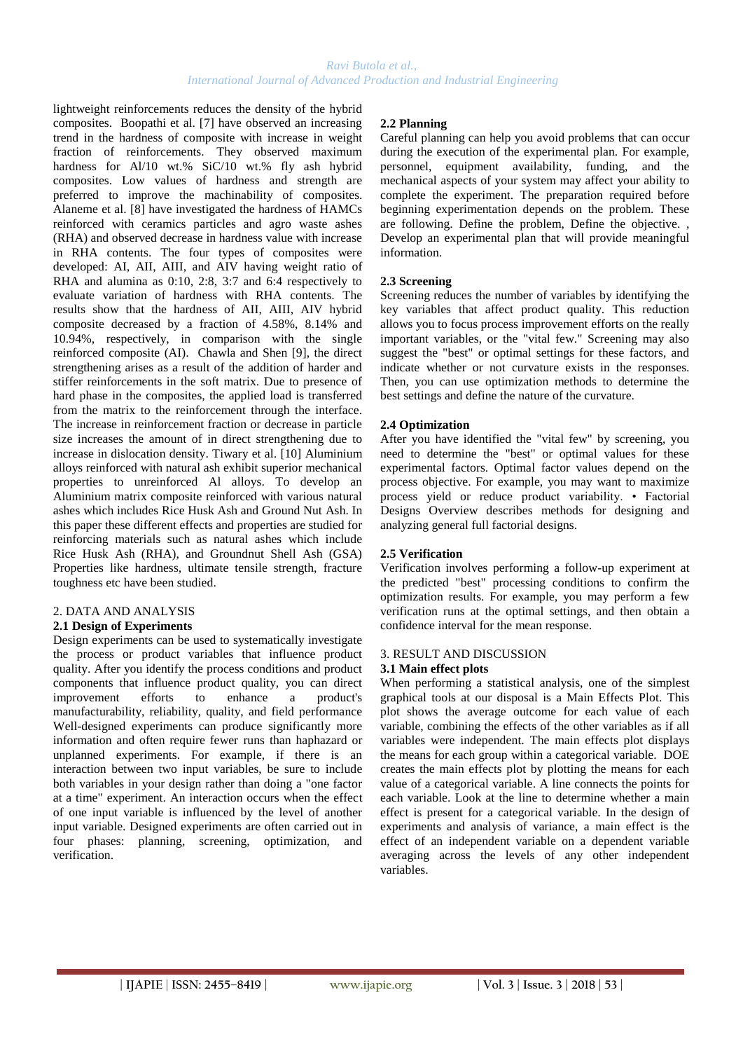lightweight reinforcements reduces the density of the hybrid composites. Boopathi et al. [7] have observed an increasing trend in the hardness of composite with increase in weight fraction of reinforcements. They observed maximum hardness for Al/10 wt.% SiC/10 wt.% fly ash hybrid composites. Low values of hardness and strength are preferred to improve the machinability of composites. Alaneme et al. [8] have investigated the hardness of HAMCs reinforced with ceramics particles and agro waste ashes (RHA) and observed decrease in hardness value with increase in RHA contents. The four types of composites were developed: AI, AII, AIII, and AIV having weight ratio of RHA and alumina as 0:10, 2:8, 3:7 and 6:4 respectively to evaluate variation of hardness with RHA contents. The results show that the hardness of AII, AIII, AIV hybrid composite decreased by a fraction of 4.58%, 8.14% and 10.94%, respectively, in comparison with the single reinforced composite (AI). Chawla and Shen [9], the direct strengthening arises as a result of the addition of harder and stiffer reinforcements in the soft matrix. Due to presence of hard phase in the composites, the applied load is transferred from the matrix to the reinforcement through the interface. The increase in reinforcement fraction or decrease in particle size increases the amount of in direct strengthening due to increase in dislocation density. Tiwary et al. [10] Aluminium alloys reinforced with natural ash exhibit superior mechanical properties to unreinforced Al alloys. To develop an Aluminium matrix composite reinforced with various natural ashes which includes Rice Husk Ash and Ground Nut Ash. In this paper these different effects and properties are studied for reinforcing materials such as natural ashes which include Rice Husk Ash (RHA), and Groundnut Shell Ash (GSA) Properties like hardness, ultimate tensile strength, fracture toughness etc have been studied.

## 2. DATA AND ANALYSIS

### 2.1 Design of Experiments

Design experiments can be used to systematically investigate the process or product variables that influence product quality. After you identify the process conditions and product components that influence product quality, you can direct improvement efforts to enhance a product's manufacturability, reliability, quality, and field performance Well-designed experiments can produce significantly more information and often require fewer runs than haphazard or unplanned experiments. For example, if there is an interaction between two input variables, be sure to include both variables in your design rather than doing a "one factor at a time" experiment. An interaction occurs when the effect of one input variable is influenced by the level of another input variable. Designed experiments are often carried out in four phases: planning, screening, optimization, and verification.

### 2.2 Planning

Careful planning can help you avoid problems that can occur during the execution of the experimental plan. For example, personnel, equipment availability, funding, and the mechanical aspects of your system may affect your ability to complete the experiment. The preparation required before beginning experimentation depends on the problem. These are following. Define the problem, Define the objective. , Develop an experimental plan that will provide meaningful information.

### 2.3 Screening

Screening reduces the number of variables by identifying the key variables that affect product quality. This reduction allows you to focus process improvement efforts on the really important variables, or the "vital few." Screening may also suggest the "best" or optimal settings for these factors, and indicate whether or not curvature exists in the responses. Then, you can use optimization methods to determine the best settings and define the nature of the curvature.

### 2.4 Optimization

After you have identified the "vital few" by screening, you need to determine the "best" or optimal values for these experimental factors. Optimal factor values depend on the process objective. For example, you may want to maximize process yield or reduce product variability. • Factorial Designs Overview describes methods for designing and analyzing general full factorial designs.

### 2.5 Verification

Verification involves performing a follow-up experiment at the predicted "best" processing conditions to confirm the optimization results. For example, you may perform a few verification runs at the optimal settings, and then obtain a confidence interval for the mean response.

## 3. RESULT AND DISCUSSION

### 3.1 Main effect plots

When performing a statistical analysis, one of the simplest graphical tools at our disposal is a Main Effects Plot. This plot shows the average outcome for each value of each variable, combining the effects of the other variables as if all variables were independent. The main effects plot displays the means for each group within a categorical variable. DOE creates the main effects plot by plotting the means for each value of a categorical variable. A line connects the points for each variable. Look at the line to determine whether a main effect is present for a categorical variable. In the design of experiments and analysis of variance, a main effect is the effect of an independent variable on a dependent variable averaging across the levels of any other independent variables.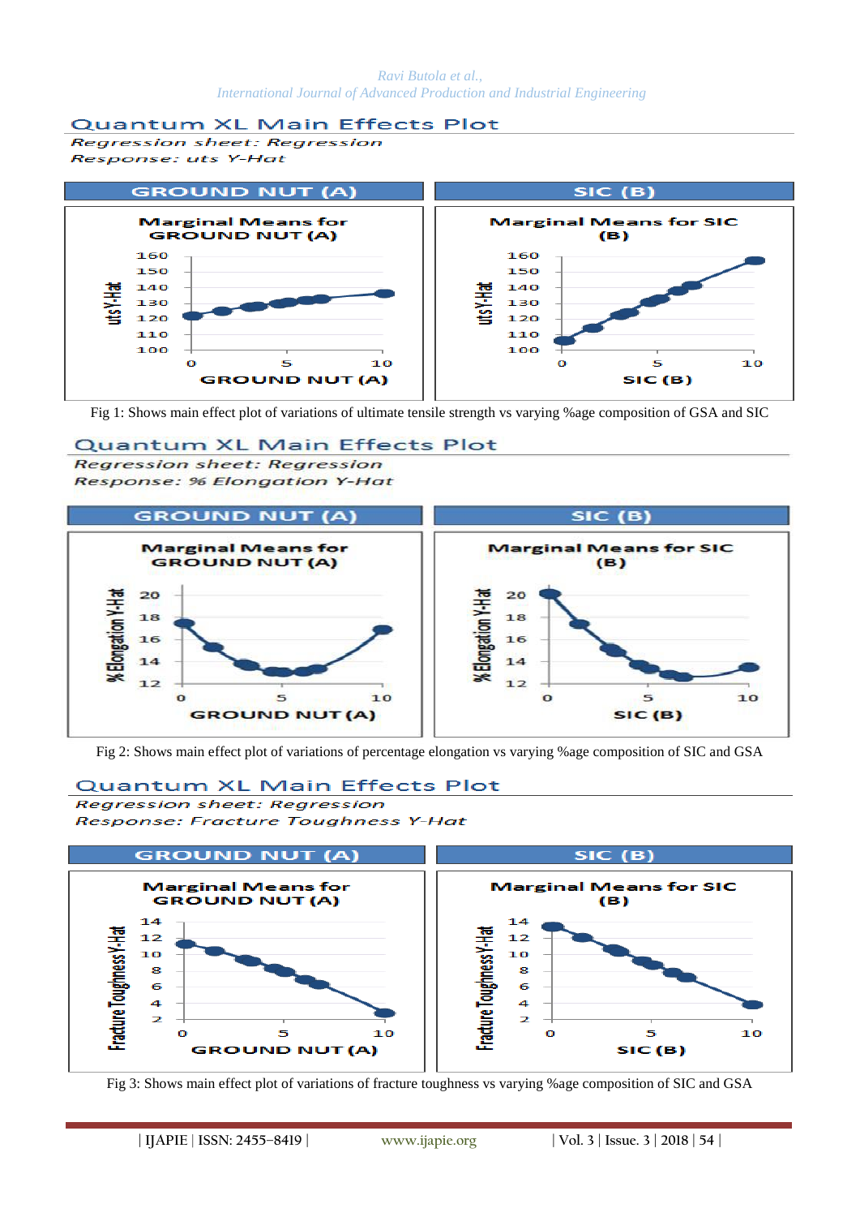## Quantum XL Main Effects Plot

*Regression sheet: Regression*

*Response: uts Y-Hat*

| GROUND NUT (A) | SIC (B) |
|---|---|
| Marginal Means for GROUND NUT (A) | Marginal Means for SIC (B) |

Fig 1: Shows main effect plot of variations of ultimate tensile strength vs varying %age composition of GSA and SIC

## Quantum XL Main Effects Plot

*Regression sheet: Regression*

*Response: % Elongation Y-Hat*

| GROUND NUT (A) | SIC (B) |
|---|---|
| Marginal Means for GROUND NUT (A) | Marginal Means for SIC (B) |

Fig 2: Shows main effect plot of variations of percentage elongation vs varying %age composition of SIC and GSA

## Quantum XL Main Effects Plot

*Regression sheet: Regression*

*Response: Fracture Toughness Y-Hat*

| GROUND NUT (A) | SIC (B) |
|---|---|
| Marginal Means for GROUND NUT (A) | Marginal Means for SIC (B) |

Fig 3: Shows main effect plot of variations of fracture toughness vs varying %age composition of SIC and GSA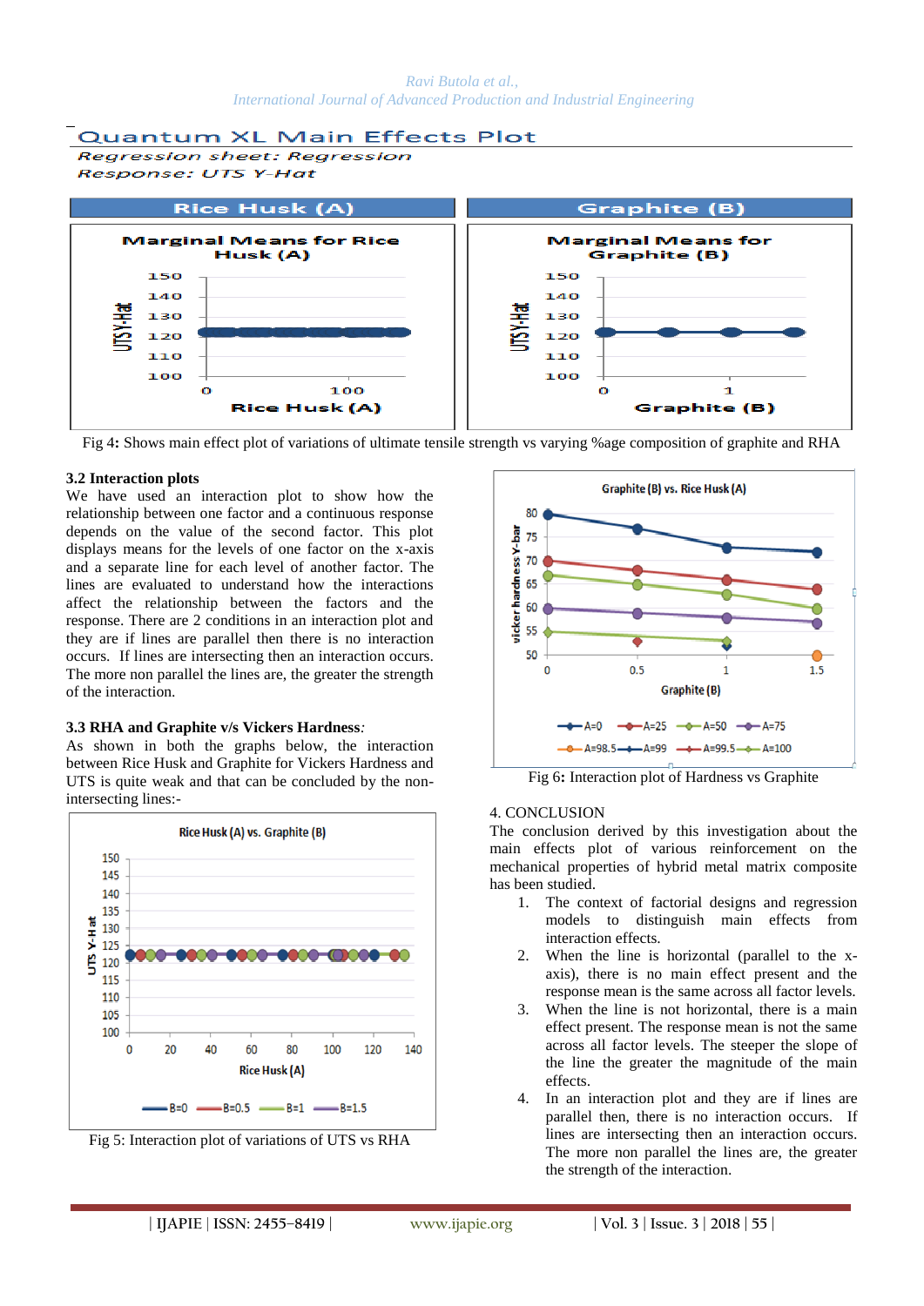Quantum XL Main Effects Plot

Regression sheet: Regression

Response: UTS Y-Hat

Fig 4: Shows main effect plot of variations of ultimate tensile strength vs varying %age composition of graphite and RHA

### 3.2 Interaction plots

We have used an interaction plot to show how the relationship between one factor and a continuous response depends on the value of the second factor. This plot displays means for the levels of one factor on the x-axis and a separate line for each level of another factor. The lines are evaluated to understand how the interactions affect the relationship between the factors and the response. There are 2 conditions in an interaction plot and they are if lines are parallel then there is no interaction occurs. If lines are intersecting then an interaction occurs. The more non parallel the lines are, the greater the strength of the interaction.

### 3.3 RHA and Graphite v/s Vickers Hardness:

As shown in both the graphs below, the interaction between Rice Husk and Graphite for Vickers Hardness and UTS is quite weak and that can be concluded by the non-intersecting lines:-

Fig 5: Interaction plot of variations of UTS vs RHA

Fig 6: Interaction plot of Hardness vs Graphite

## 4. CONCLUSION

The conclusion derived by this investigation about the main effects plot of various reinforcement on the mechanical properties of hybrid metal matrix composite has been studied.

1. The context of factorial designs and regression models to distinguish main effects from interaction effects.
2. When the line is horizontal (parallel to the x-axis), there is no main effect present and the response mean is the same across all factor levels.
3. When the line is not horizontal, there is a main effect present. The response mean is not the same across all factor levels. The steeper the slope of the line the greater the magnitude of the main effects.
4. In an interaction plot and they are if lines are parallel then, there is no interaction occurs. If lines are intersecting then an interaction occurs. The more non parallel the lines are, the greater the strength of the interaction.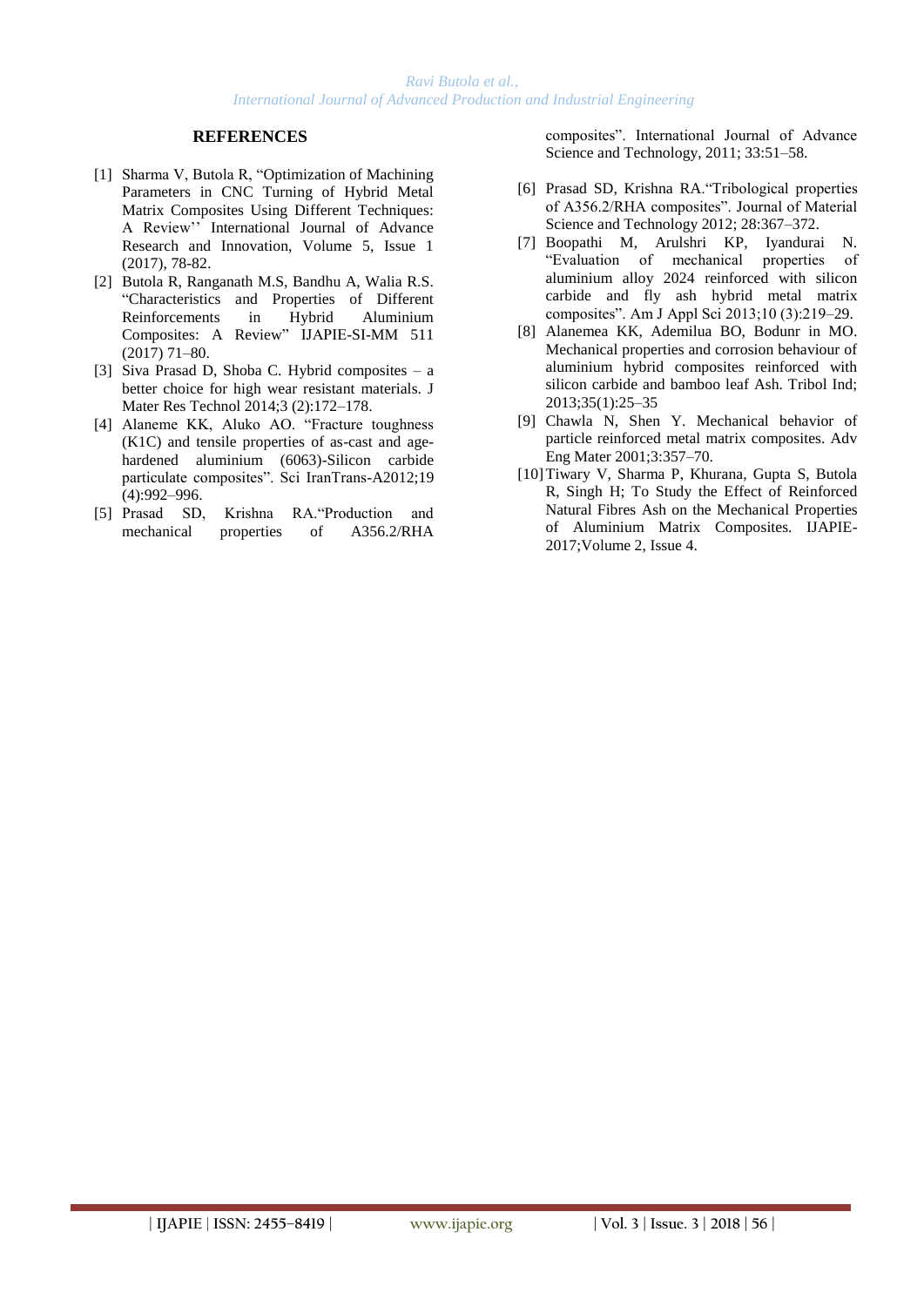## REFERENCES

[1] Sharma V, Butola R, "Optimization of Machining Parameters in CNC Turning of Hybrid Metal Matrix Composites Using Different Techniques: A Review'' International Journal of Advance Research and Innovation, Volume 5, Issue 1 (2017), 78-82.

[2] Butola R, Ranganath M.S, Bandhu A, Walia R.S. "Characteristics and Properties of Different Reinforcements in Hybrid Aluminium Composites: A Review" IJAPIE-SI-MM 511 (2017) 71–80.

[3] Siva Prasad D, Shoba C. Hybrid composites – a better choice for high wear resistant materials. J Mater Res Technol 2014;3 (2):172–178.

[4] Alaneme KK, Aluko AO. "Fracture toughness (K1C) and tensile properties of as-cast and age-hardened aluminium (6063)-Silicon carbide particulate composites". Sci IranTrans-A2012;19 (4):992–996.

[5] Prasad SD, Krishna RA."Production and mechanical properties of A356.2/RHA composites". International Journal of Advance Science and Technology, 2011; 33:51–58.

[6] Prasad SD, Krishna RA."Tribological properties of A356.2/RHA composites". Journal of Material Science and Technology 2012; 28:367–372.

[7] Boopathi M, Arulshri KP, Iyandurai N. "Evaluation of mechanical properties of aluminium alloy 2024 reinforced with silicon carbide and fly ash hybrid metal matrix composites". Am J Appl Sci 2013;10 (3):219–29.

[8] Alanemea KK, Ademilua BO, Bodunr in MO. Mechanical properties and corrosion behaviour of aluminium hybrid composites reinforced with silicon carbide and bamboo leaf Ash. Tribol Ind; 2013;35(1):25–35

[9] Chawla N, Shen Y. Mechanical behavior of particle reinforced metal matrix composites. Adv Eng Mater 2001;3:357–70.

[10] Tiwary V, Sharma P, Khurana, Gupta S, Butola R, Singh H; To Study the Effect of Reinforced Natural Fibres Ash on the Mechanical Properties of Aluminium Matrix Composites. IJAPIE-2017;Volume 2, Issue 4.